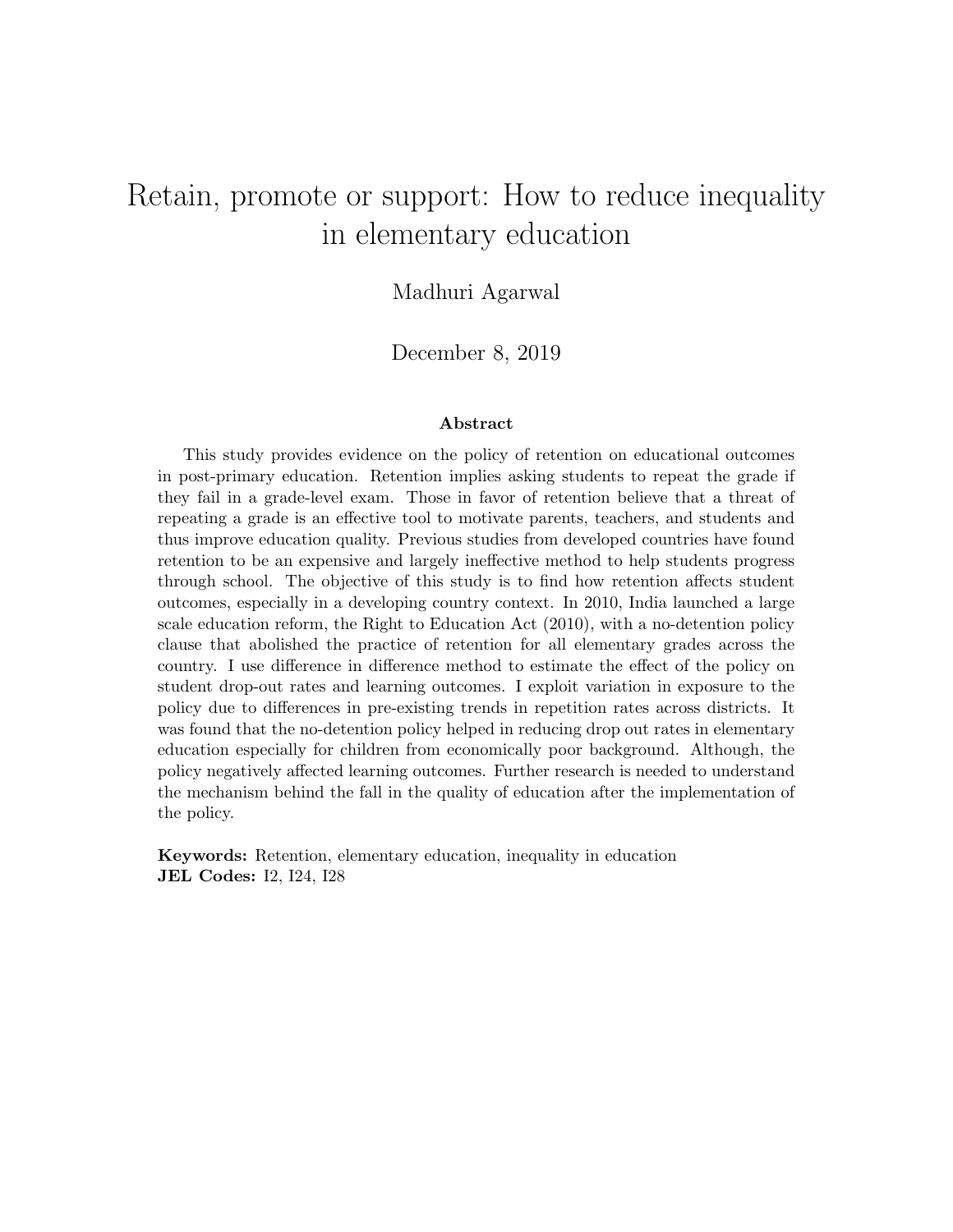# Retain, promote or support: How to reduce inequality in elementary education

Madhuri Agarwal

December 8, 2019

### Abstract

This study provides evidence on the policy of retention on educational outcomes in post-primary education. Retention implies asking students to repeat the grade if they fail in a grade-level exam. Those in favor of retention believe that a threat of repeating a grade is an effective tool to motivate parents, teachers, and students and thus improve education quality. Previous studies from developed countries have found retention to be an expensive and largely ineffective method to help students progress through school. The objective of this study is to find how retention affects student outcomes, especially in a developing country context. In 2010, India launched a large scale education reform, the Right to Education Act (2010), with a no-detention policy clause that abolished the practice of retention for all elementary grades across the country. I use difference in difference method to estimate the effect of the policy on student drop-out rates and learning outcomes. I exploit variation in exposure to the policy due to differences in pre-existing trends in repetition rates across districts. It was found that the no-detention policy helped in reducing drop out rates in elementary education especially for children from economically poor background. Although, the policy negatively affected learning outcomes. Further research is needed to understand the mechanism behind the fall in the quality of education after the implementation of the policy.

**Keywords:** Retention, elementary education, inequality in education
**JEL Codes:** I2, I24, I28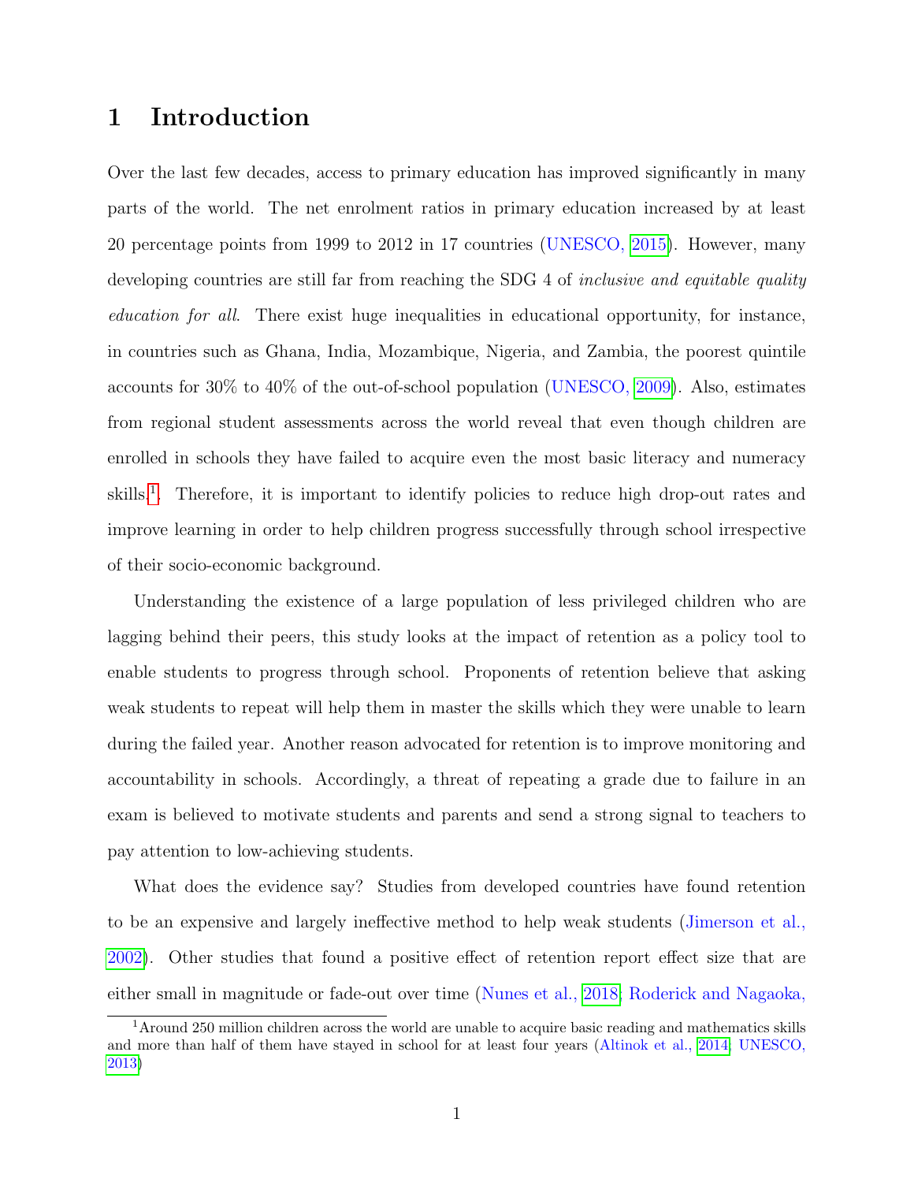# 1 Introduction

Over the last few decades, access to primary education has improved significantly in many parts of the world. The net enrolment ratios in primary education increased by at least 20 percentage points from 1999 to 2012 in 17 countries (UNESCO, 2015). However, many developing countries are still far from reaching the SDG 4 of *inclusive and equitable quality education for all*. There exist huge inequalities in educational opportunity, for instance, in countries such as Ghana, India, Mozambique, Nigeria, and Zambia, the poorest quintile accounts for 30% to 40% of the out-of-school population (UNESCO, 2009). Also, estimates from regional student assessments across the world reveal that even though children are enrolled in schools they have failed to acquire even the most basic literacy and numeracy skills.[1]. Therefore, it is important to identify policies to reduce high drop-out rates and improve learning in order to help children progress successfully through school irrespective of their socio-economic background.

Understanding the existence of a large population of less privileged children who are lagging behind their peers, this study looks at the impact of retention as a policy tool to enable students to progress through school. Proponents of retention believe that asking weak students to repeat will help them in master the skills which they were unable to learn during the failed year. Another reason advocated for retention is to improve monitoring and accountability in schools. Accordingly, a threat of repeating a grade due to failure in an exam is believed to motivate students and parents and send a strong signal to teachers to pay attention to low-achieving students.

What does the evidence say? Studies from developed countries have found retention to be an expensive and largely ineffective method to help weak students (Jimerson et al., 2002). Other studies that found a positive effect of retention report effect size that are either small in magnitude or fade-out over time (Nunes et al., 2018; Roderick and Nagaoka,

[1] Around 250 million children across the world are unable to acquire basic reading and mathematics skills and more than half of them have stayed in school for at least four years (Altinok et al., 2014; UNESCO, 2013)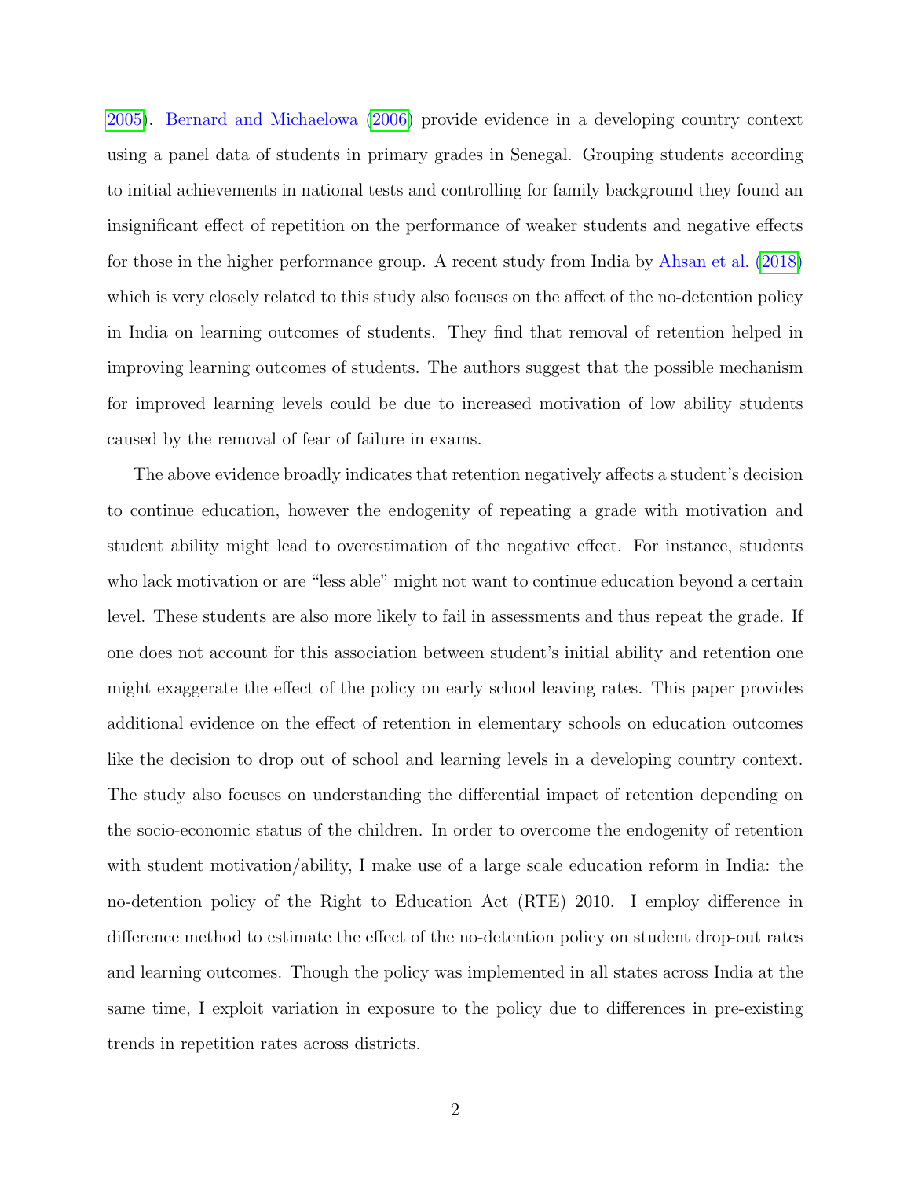2005). Bernard and Michaelowa (2006) provide evidence in a developing country context using a panel data of students in primary grades in Senegal. Grouping students according to initial achievements in national tests and controlling for family background they found an insignificant effect of repetition on the performance of weaker students and negative effects for those in the higher performance group. A recent study from India by Ahsan et al. (2018) which is very closely related to this study also focuses on the affect of the no-detention policy in India on learning outcomes of students. They find that removal of retention helped in improving learning outcomes of students. The authors suggest that the possible mechanism for improved learning levels could be due to increased motivation of low ability students caused by the removal of fear of failure in exams.

The above evidence broadly indicates that retention negatively affects a student's decision to continue education, however the endogenity of repeating a grade with motivation and student ability might lead to overestimation of the negative effect. For instance, students who lack motivation or are "less able" might not want to continue education beyond a certain level. These students are also more likely to fail in assessments and thus repeat the grade. If one does not account for this association between student's initial ability and retention one might exaggerate the effect of the policy on early school leaving rates. This paper provides additional evidence on the effect of retention in elementary schools on education outcomes like the decision to drop out of school and learning levels in a developing country context. The study also focuses on understanding the differential impact of retention depending on the socio-economic status of the children. In order to overcome the endogenity of retention with student motivation/ability, I make use of a large scale education reform in India: the no-detention policy of the Right to Education Act (RTE) 2010. I employ difference in difference method to estimate the effect of the no-detention policy on student drop-out rates and learning outcomes. Though the policy was implemented in all states across India at the same time, I exploit variation in exposure to the policy due to differences in pre-existing trends in repetition rates across districts.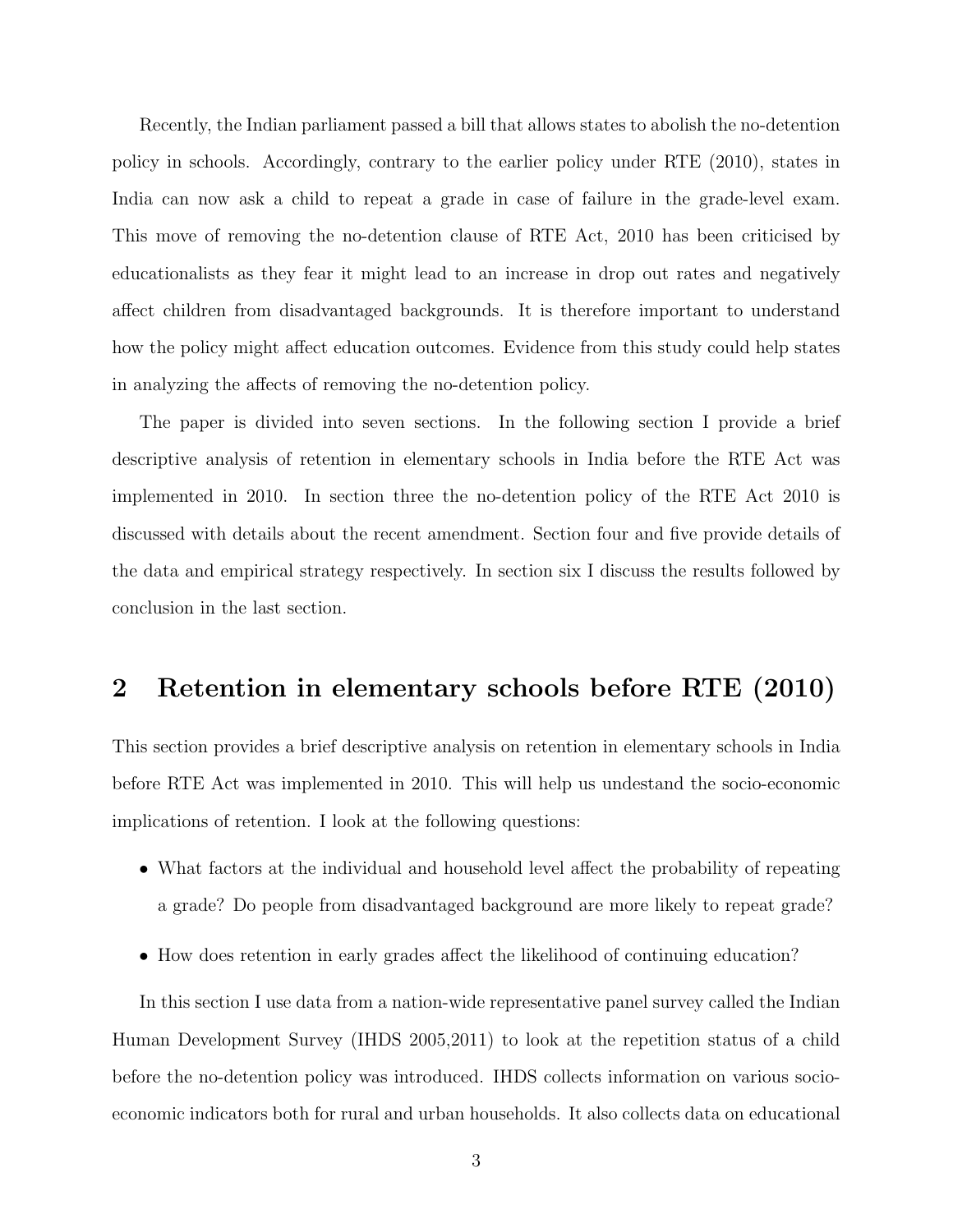Recently, the Indian parliament passed a bill that allows states to abolish the no-detention policy in schools. Accordingly, contrary to the earlier policy under RTE (2010), states in India can now ask a child to repeat a grade in case of failure in the grade-level exam. This move of removing the no-detention clause of RTE Act, 2010 has been criticised by educationalists as they fear it might lead to an increase in drop out rates and negatively affect children from disadvantaged backgrounds. It is therefore important to understand how the policy might affect education outcomes. Evidence from this study could help states in analyzing the affects of removing the no-detention policy.

The paper is divided into seven sections. In the following section I provide a brief descriptive analysis of retention in elementary schools in India before the RTE Act was implemented in 2010. In section three the no-detention policy of the RTE Act 2010 is discussed with details about the recent amendment. Section four and five provide details of the data and empirical strategy respectively. In section six I discuss the results followed by conclusion in the last section.

## 2 Retention in elementary schools before RTE (2010)

This section provides a brief descriptive analysis on retention in elementary schools in India before RTE Act was implemented in 2010. This will help us undestand the socio-economic implications of retention. I look at the following questions:

- What factors at the individual and household level affect the probability of repeating a grade? Do people from disadvantaged background are more likely to repeat grade?
- How does retention in early grades affect the likelihood of continuing education?

In this section I use data from a nation-wide representative panel survey called the Indian Human Development Survey (IHDS 2005,2011) to look at the repetition status of a child before the no-detention policy was introduced. IHDS collects information on various socio-economic indicators both for rural and urban households. It also collects data on educational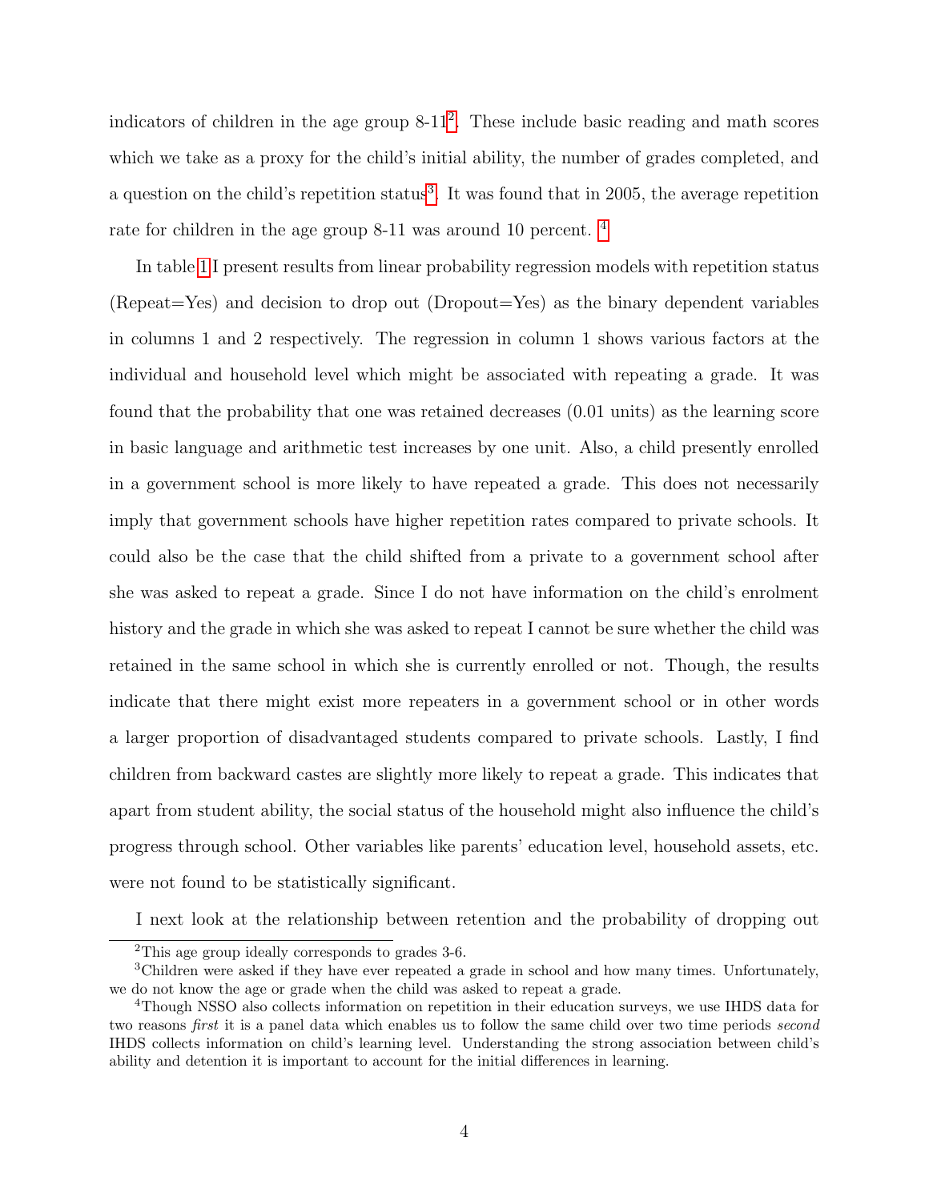indicators of children in the age group 8-11[2]. These include basic reading and math scores which we take as a proxy for the child's initial ability, the number of grades completed, and a question on the child's repetition status[3]. It was found that in 2005, the average repetition rate for children in the age group 8-11 was around 10 percent. [4]

In table 1 I present results from linear probability regression models with repetition status (Repeat=Yes) and decision to drop out (Dropout=Yes) as the binary dependent variables in columns 1 and 2 respectively. The regression in column 1 shows various factors at the individual and household level which might be associated with repeating a grade. It was found that the probability that one was retained decreases (0.01 units) as the learning score in basic language and arithmetic test increases by one unit. Also, a child presently enrolled in a government school is more likely to have repeated a grade. This does not necessarily imply that government schools have higher repetition rates compared to private schools. It could also be the case that the child shifted from a private to a government school after she was asked to repeat a grade. Since I do not have information on the child's enrolment history and the grade in which she was asked to repeat I cannot be sure whether the child was retained in the same school in which she is currently enrolled or not. Though, the results indicate that there might exist more repeaters in a government school or in other words a larger proportion of disadvantaged students compared to private schools. Lastly, I find children from backward castes are slightly more likely to repeat a grade. This indicates that apart from student ability, the social status of the household might also influence the child's progress through school. Other variables like parents' education level, household assets, etc. were not found to be statistically significant.

I next look at the relationship between retention and the probability of dropping out

---

[2] This age group ideally corresponds to grades 3-6.

[3] Children were asked if they have ever repeated a grade in school and how many times. Unfortunately, we do not know the age or grade when the child was asked to repeat a grade.

[4] Though NSSO also collects information on repetition in their education surveys, we use IHDS data for two reasons *first* it is a panel data which enables us to follow the same child over two time periods *second* IHDS collects information on child's learning level. Understanding the strong association between child's ability and detention it is important to account for the initial differences in learning.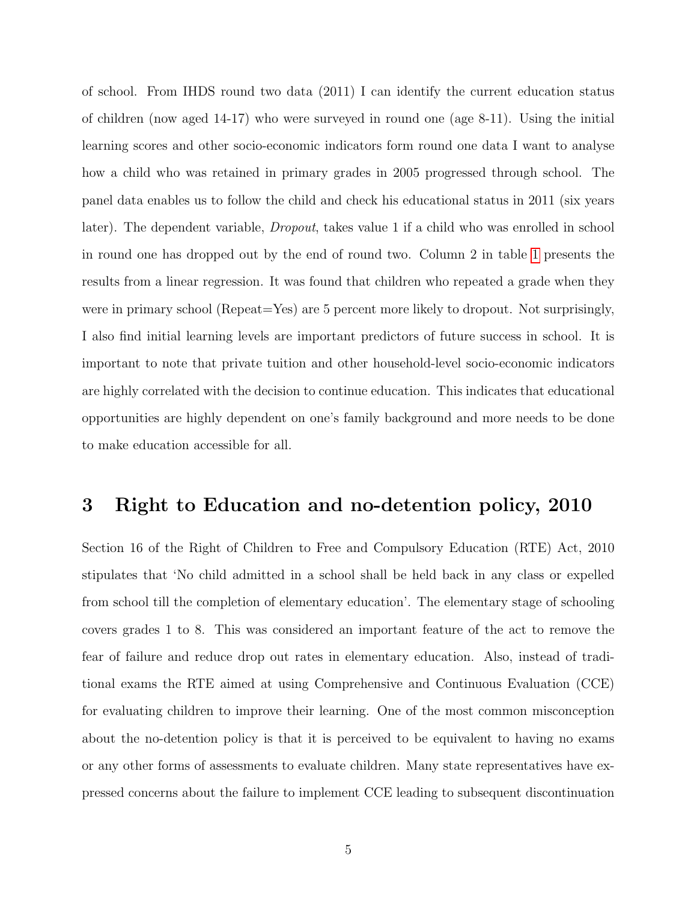of school. From IHDS round two data (2011) I can identify the current education status of children (now aged 14-17) who were surveyed in round one (age 8-11). Using the initial learning scores and other socio-economic indicators form round one data I want to analyse how a child who was retained in primary grades in 2005 progressed through school. The panel data enables us to follow the child and check his educational status in 2011 (six years later). The dependent variable, *Dropout*, takes value 1 if a child who was enrolled in school in round one has dropped out by the end of round two. Column 2 in table 1 presents the results from a linear regression. It was found that children who repeated a grade when they were in primary school (Repeat=Yes) are 5 percent more likely to dropout. Not surprisingly, I also find initial learning levels are important predictors of future success in school. It is important to note that private tuition and other household-level socio-economic indicators are highly correlated with the decision to continue education. This indicates that educational opportunities are highly dependent on one's family background and more needs to be done to make education accessible for all.

## 3 Right to Education and no-detention policy, 2010

Section 16 of the Right of Children to Free and Compulsory Education (RTE) Act, 2010 stipulates that 'No child admitted in a school shall be held back in any class or expelled from school till the completion of elementary education'. The elementary stage of schooling covers grades 1 to 8. This was considered an important feature of the act to remove the fear of failure and reduce drop out rates in elementary education. Also, instead of traditional exams the RTE aimed at using Comprehensive and Continuous Evaluation (CCE) for evaluating children to improve their learning. One of the most common misconception about the no-detention policy is that it is perceived to be equivalent to having no exams or any other forms of assessments to evaluate children. Many state representatives have expressed concerns about the failure to implement CCE leading to subsequent discontinuation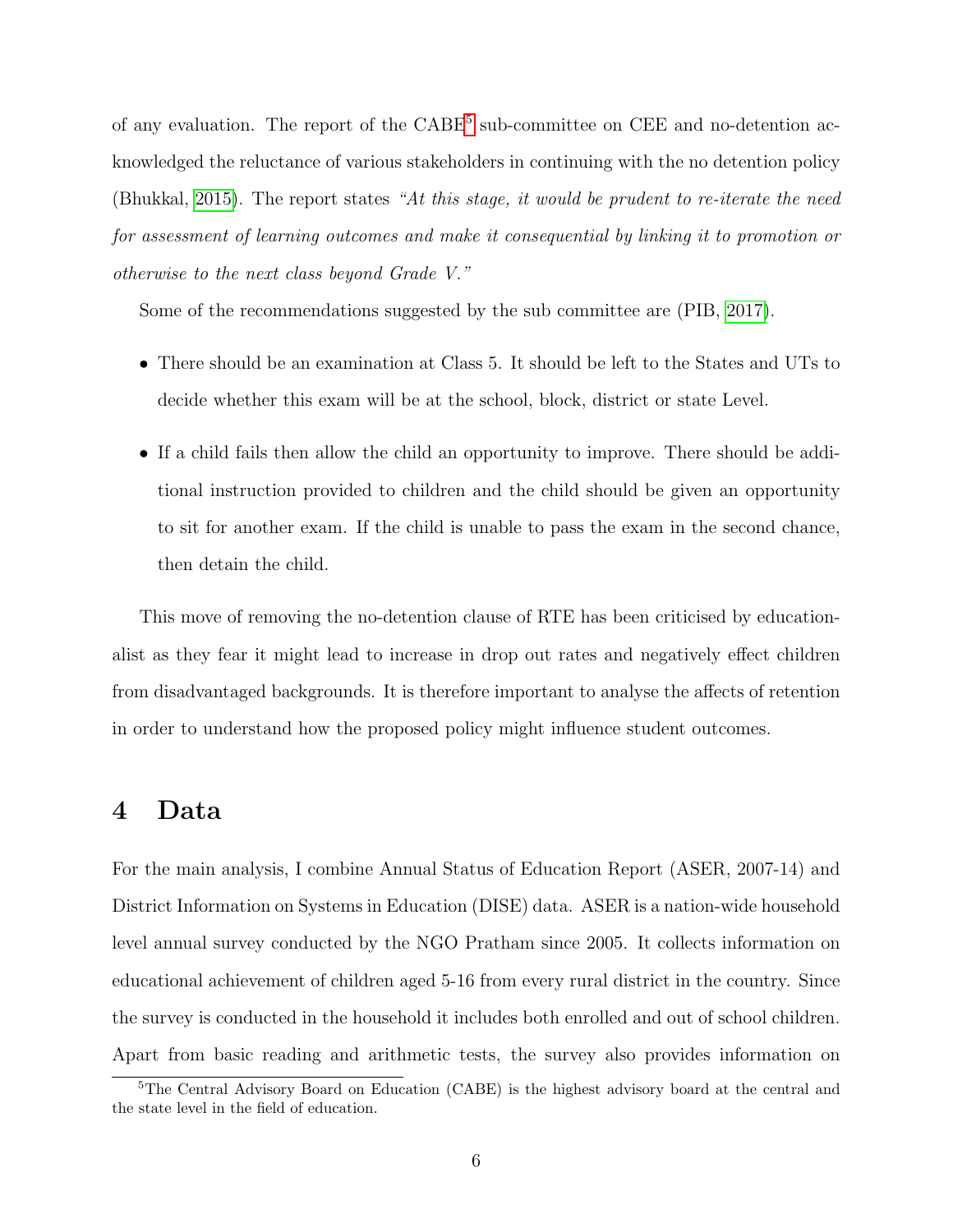of any evaluation. The report of the CABE[5] sub-committee on CEE and no-detention acknowledged the reluctance of various stakeholders in continuing with the no detention policy (Bhukkal, 2015). The report states *"At this stage, it would be prudent to re-iterate the need for assessment of learning outcomes and make it consequential by linking it to promotion or otherwise to the next class beyond Grade V."*

Some of the recommendations suggested by the sub committee are (PIB, 2017).

- There should be an examination at Class 5. It should be left to the States and UTs to decide whether this exam will be at the school, block, district or state Level.
- If a child fails then allow the child an opportunity to improve. There should be additional instruction provided to children and the child should be given an opportunity to sit for another exam. If the child is unable to pass the exam in the second chance, then detain the child.

This move of removing the no-detention clause of RTE has been criticised by educationalist as they fear it might lead to increase in drop out rates and negatively effect children from disadvantaged backgrounds. It is therefore important to analyse the affects of retention in order to understand how the proposed policy might influence student outcomes.

# 4 Data

For the main analysis, I combine Annual Status of Education Report (ASER, 2007-14) and District Information on Systems in Education (DISE) data. ASER is a nation-wide household level annual survey conducted by the NGO Pratham since 2005. It collects information on educational achievement of children aged 5-16 from every rural district in the country. Since the survey is conducted in the household it includes both enrolled and out of school children. Apart from basic reading and arithmetic tests, the survey also provides information on

[5] The Central Advisory Board on Education (CABE) is the highest advisory board at the central and the state level in the field of education.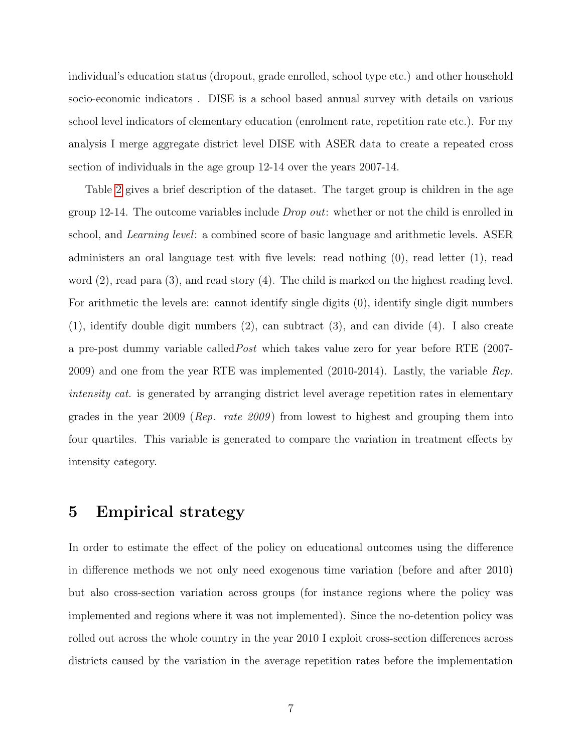individual's education status (dropout, grade enrolled, school type etc.) and other household socio-economic indicators . DISE is a school based annual survey with details on various school level indicators of elementary education (enrolment rate, repetition rate etc.). For my analysis I merge aggregate district level DISE with ASER data to create a repeated cross section of individuals in the age group 12-14 over the years 2007-14.

Table 2 gives a brief description of the dataset. The target group is children in the age group 12-14. The outcome variables include *Drop out*: whether or not the child is enrolled in school, and *Learning level*: a combined score of basic language and arithmetic levels. ASER administers an oral language test with five levels: read nothing (0), read letter (1), read word (2), read para (3), and read story (4). The child is marked on the highest reading level. For arithmetic the levels are: cannot identify single digits (0), identify single digit numbers (1), identify double digit numbers (2), can subtract (3), and can divide (4). I also create a pre-post dummy variable called*Post* which takes value zero for year before RTE (2007-2009) and one from the year RTE was implemented (2010-2014). Lastly, the variable *Rep. intensity cat.* is generated by arranging district level average repetition rates in elementary grades in the year 2009 (*Rep. rate 2009*) from lowest to highest and grouping them into four quartiles. This variable is generated to compare the variation in treatment effects by intensity category.

## 5 Empirical strategy

In order to estimate the effect of the policy on educational outcomes using the difference in difference methods we not only need exogenous time variation (before and after 2010) but also cross-section variation across groups (for instance regions where the policy was implemented and regions where it was not implemented). Since the no-detention policy was rolled out across the whole country in the year 2010 I exploit cross-section differences across districts caused by the variation in the average repetition rates before the implementation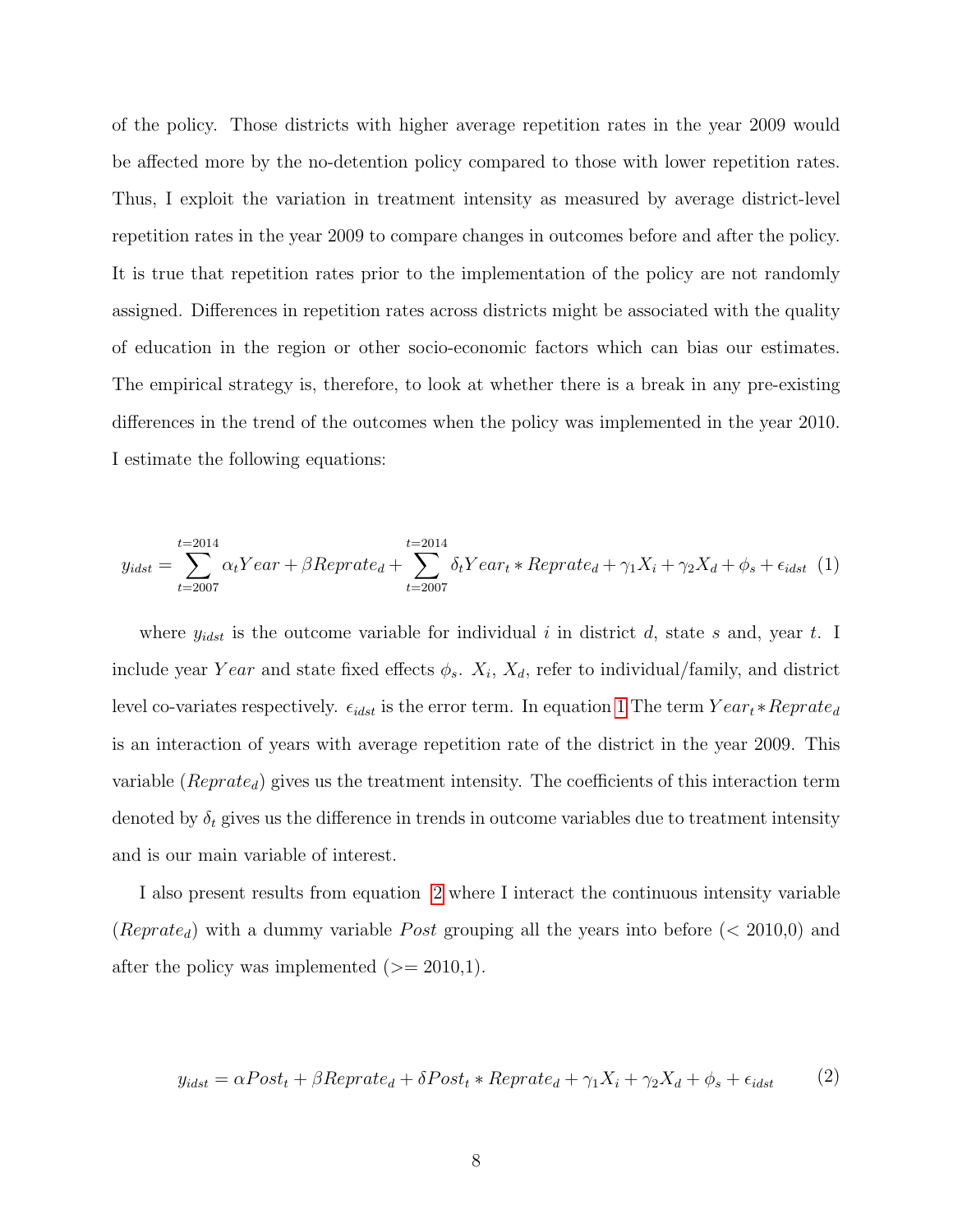of the policy. Those districts with higher average repetition rates in the year 2009 would be affected more by the no-detention policy compared to those with lower repetition rates. Thus, I exploit the variation in treatment intensity as measured by average district-level repetition rates in the year 2009 to compare changes in outcomes before and after the policy. It is true that repetition rates prior to the implementation of the policy are not randomly assigned. Differences in repetition rates across districts might be associated with the quality of education in the region or other socio-economic factors which can bias our estimates. The empirical strategy is, therefore, to look at whether there is a break in any pre-existing differences in the trend of the outcomes when the policy was implemented in the year 2010. I estimate the following equations:

$$y_{idst} = \sum_{t=2007}^{t=2014} \alpha_t Year + \beta Reprate_d + \sum_{t=2007}^{t=2014} \delta_t Year_t * Reprate_d + \gamma_1 X_i + \gamma_2 X_d + \phi_s + \epsilon_{idst} \quad (1)$$

where $y_{idst}$ is the outcome variable for individual $i$ in district $d$, state $s$ and, year $t$. I include year $Year$ and state fixed effects $\phi_s$. $X_i$, $X_d$, refer to individual/family, and district level co-variates respectively. $\epsilon_{idst}$ is the error term. In equation 1 The term $Year_t * Reprate_d$ is an interaction of years with average repetition rate of the district in the year 2009. This variable ($Reprate_d$) gives us the treatment intensity. The coefficients of this interaction term denoted by $\delta_t$ gives us the difference in trends in outcome variables due to treatment intensity and is our main variable of interest.

I also present results from equation 2 where I interact the continuous intensity variable ($Reprate_d$) with a dummy variable $Post$ grouping all the years into before (< 2010,0) and after the policy was implemented (>= 2010,1).

$$y_{idst} = \alpha Post_t + \beta Reprate_d + \delta Post_t * Reprate_d + \gamma_1 X_i + \gamma_2 X_d + \phi_s + \epsilon_{idst} \quad (2)$$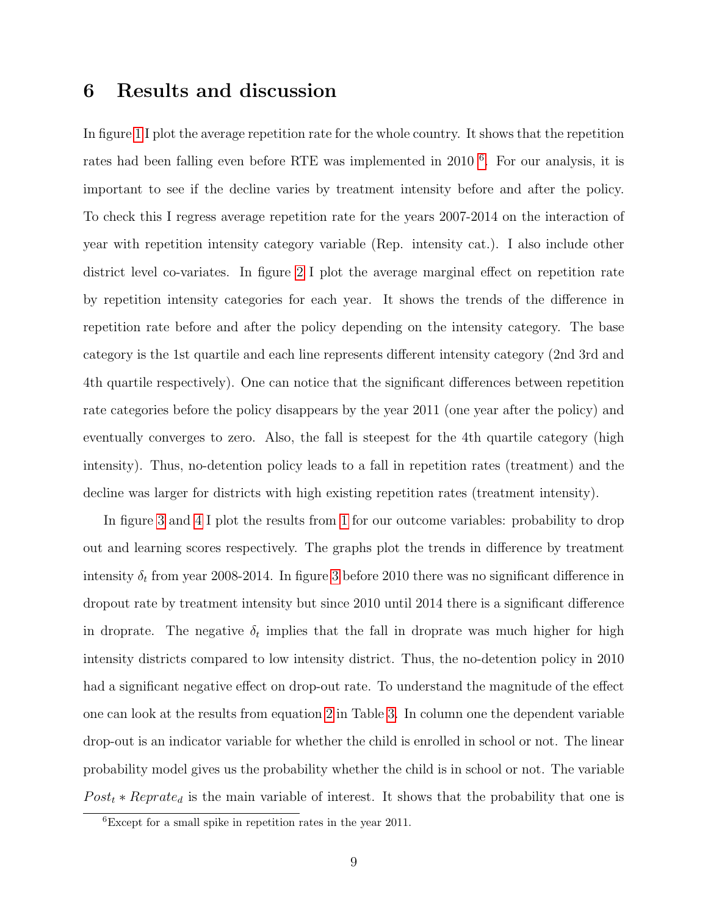## 6 Results and discussion

In figure 1 I plot the average repetition rate for the whole country. It shows that the repetition rates had been falling even before RTE was implemented in 2010 [6]. For our analysis, it is important to see if the decline varies by treatment intensity before and after the policy. To check this I regress average repetition rate for the years 2007-2014 on the interaction of year with repetition intensity category variable (Rep. intensity cat.). I also include other district level co-variates. In figure 2 I plot the average marginal effect on repetition rate by repetition intensity categories for each year. It shows the trends of the difference in repetition rate before and after the policy depending on the intensity category. The base category is the 1st quartile and each line represents different intensity category (2nd 3rd and 4th quartile respectively). One can notice that the significant differences between repetition rate categories before the policy disappears by the year 2011 (one year after the policy) and eventually converges to zero. Also, the fall is steepest for the 4th quartile category (high intensity). Thus, no-detention policy leads to a fall in repetition rates (treatment) and the decline was larger for districts with high existing repetition rates (treatment intensity).

In figure 3 and 4 I plot the results from 1 for our outcome variables: probability to drop out and learning scores respectively. The graphs plot the trends in difference by treatment intensity $\delta_t$ from year 2008-2014. In figure 3 before 2010 there was no significant difference in dropout rate by treatment intensity but since 2010 until 2014 there is a significant difference in droprate. The negative $\delta_t$ implies that the fall in droprate was much higher for high intensity districts compared to low intensity district. Thus, the no-detention policy in 2010 had a significant negative effect on drop-out rate. To understand the magnitude of the effect one can look at the results from equation 2 in Table 3. In column one the dependent variable drop-out is an indicator variable for whether the child is enrolled in school or not. The linear probability model gives us the probability whether the child is in school or not. The variable $Post_t * Reprate_d$ is the main variable of interest. It shows that the probability that one is

[6] Except for a small spike in repetition rates in the year 2011.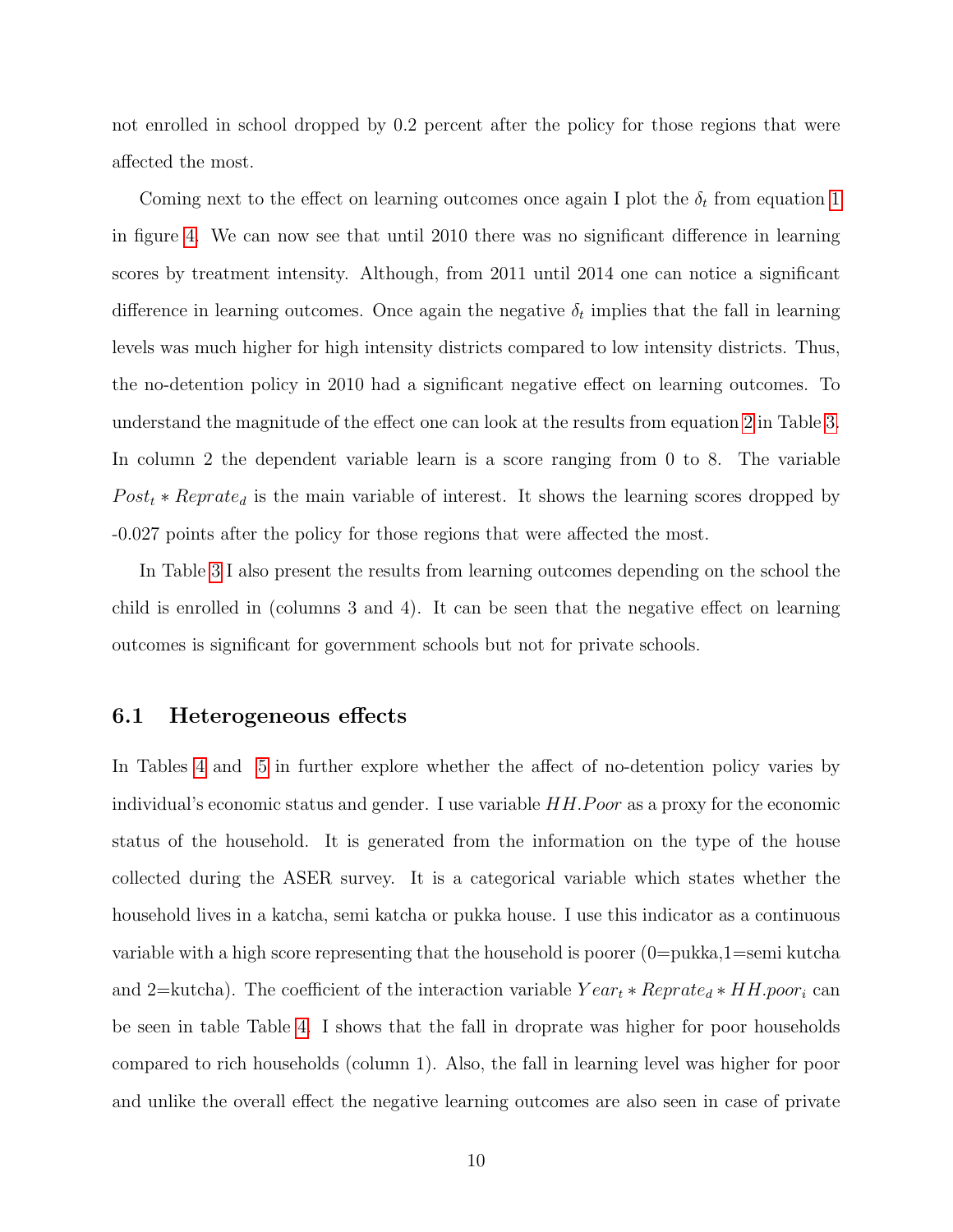not enrolled in school dropped by 0.2 percent after the policy for those regions that were affected the most.

Coming next to the effect on learning outcomes once again I plot the $\delta_t$ from equation 1 in figure 4. We can now see that until 2010 there was no significant difference in learning scores by treatment intensity. Although, from 2011 until 2014 one can notice a significant difference in learning outcomes. Once again the negative $\delta_t$ implies that the fall in learning levels was much higher for high intensity districts compared to low intensity districts. Thus, the no-detention policy in 2010 had a significant negative effect on learning outcomes. To understand the magnitude of the effect one can look at the results from equation 2 in Table 3. In column 2 the dependent variable learn is a score ranging from 0 to 8. The variable $Post_t * Reprate_d$ is the main variable of interest. It shows the learning scores dropped by -0.027 points after the policy for those regions that were affected the most.

In Table 3 I also present the results from learning outcomes depending on the school the child is enrolled in (columns 3 and 4). It can be seen that the negative effect on learning outcomes is significant for government schools but not for private schools.

## 6.1 Heterogeneous effects

In Tables 4 and 5 in further explore whether the affect of no-detention policy varies by individual's economic status and gender. I use variable $HH.Poor$ as a proxy for the economic status of the household. It is generated from the information on the type of the house collected during the ASER survey. It is a categorical variable which states whether the household lives in a katcha, semi katcha or pukka house. I use this indicator as a continuous variable with a high score representing that the household is poorer (0=pukka,1=semi kutcha and 2=kutcha). The coefficient of the interaction variable $Year_t * Reprate_d * HH.poor_i$ can be seen in table Table 4. I shows that the fall in droprate was higher for poor households compared to rich households (column 1). Also, the fall in learning level was higher for poor and unlike the overall effect the negative learning outcomes are also seen in case of private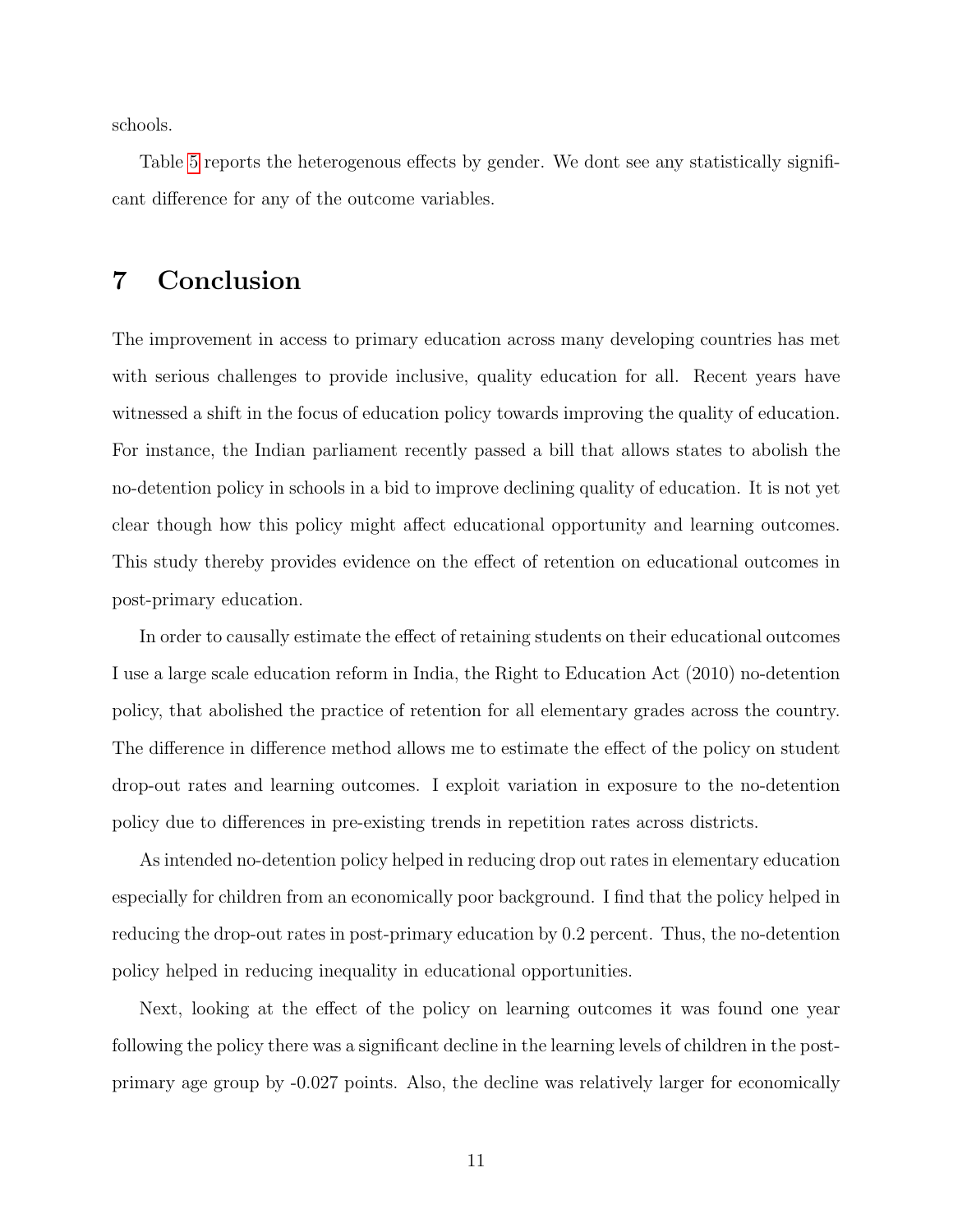schools.

Table 5 reports the heterogenous effects by gender. We dont see any statistically significant difference for any of the outcome variables.

## 7 Conclusion

The improvement in access to primary education across many developing countries has met with serious challenges to provide inclusive, quality education for all. Recent years have witnessed a shift in the focus of education policy towards improving the quality of education. For instance, the Indian parliament recently passed a bill that allows states to abolish the no-detention policy in schools in a bid to improve declining quality of education. It is not yet clear though how this policy might affect educational opportunity and learning outcomes. This study thereby provides evidence on the effect of retention on educational outcomes in post-primary education.

In order to causally estimate the effect of retaining students on their educational outcomes I use a large scale education reform in India, the Right to Education Act (2010) no-detention policy, that abolished the practice of retention for all elementary grades across the country. The difference in difference method allows me to estimate the effect of the policy on student drop-out rates and learning outcomes. I exploit variation in exposure to the no-detention policy due to differences in pre-existing trends in repetition rates across districts.

As intended no-detention policy helped in reducing drop out rates in elementary education especially for children from an economically poor background. I find that the policy helped in reducing the drop-out rates in post-primary education by 0.2 percent. Thus, the no-detention policy helped in reducing inequality in educational opportunities.

Next, looking at the effect of the policy on learning outcomes it was found one year following the policy there was a significant decline in the learning levels of children in the post-primary age group by -0.027 points. Also, the decline was relatively larger for economically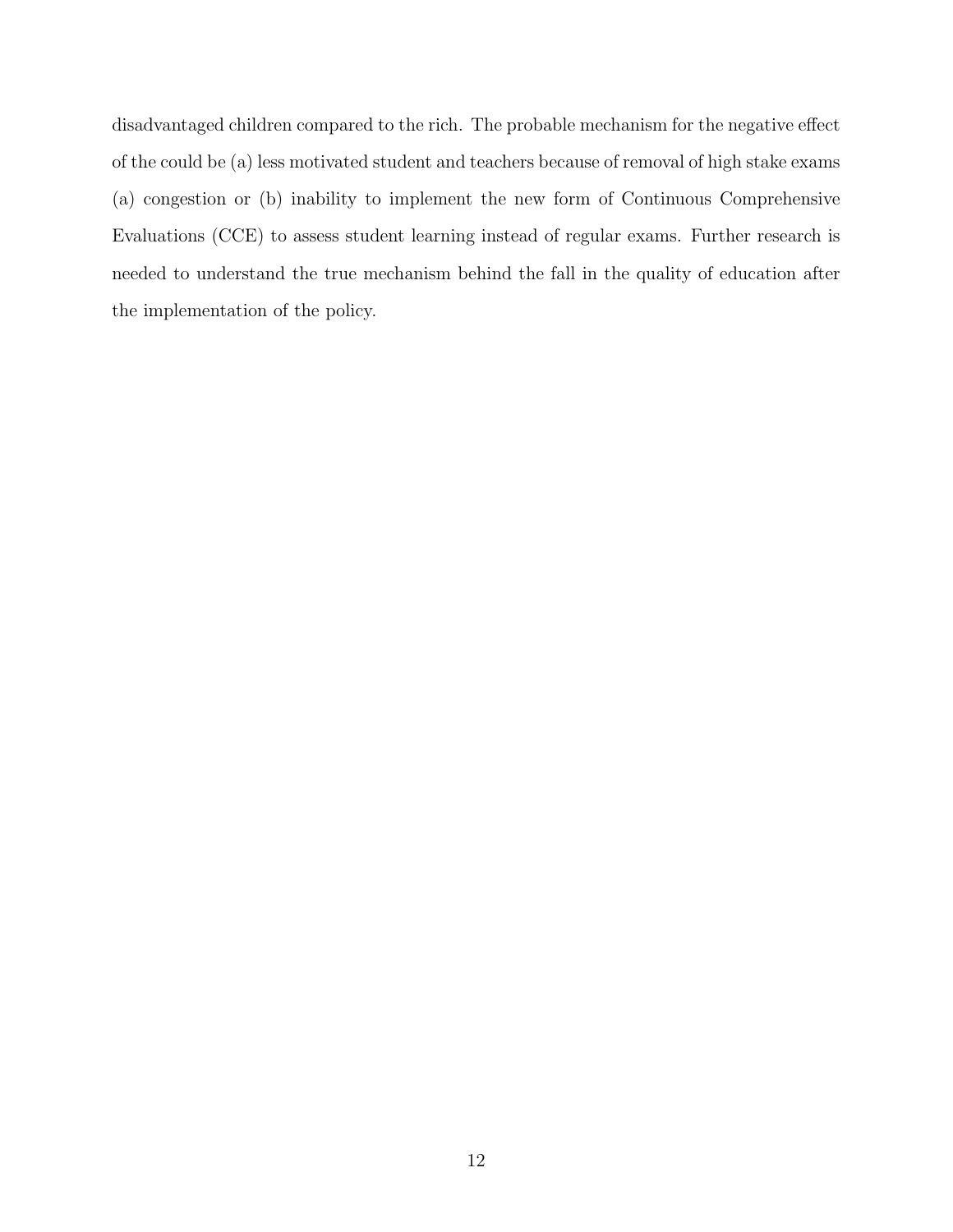disadvantaged children compared to the rich. The probable mechanism for the negative effect of the could be (a) less motivated student and teachers because of removal of high stake exams (a) congestion or (b) inability to implement the new form of Continuous Comprehensive Evaluations (CCE) to assess student learning instead of regular exams. Further research is needed to understand the true mechanism behind the fall in the quality of education after the implementation of the policy.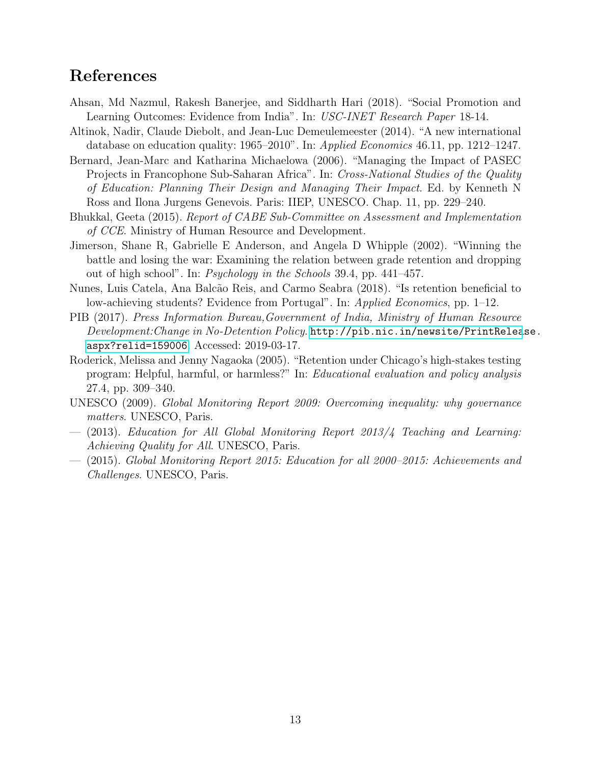# References

Ahsan, Md Nazmul, Rakesh Banerjee, and Siddharth Hari (2018). "Social Promotion and Learning Outcomes: Evidence from India". In: *USC-INET Research Paper* 18-14.

Altinok, Nadir, Claude Diebolt, and Jean-Luc Demeulemeester (2014). "A new international database on education quality: 1965–2010". In: *Applied Economics* 46.11, pp. 1212–1247.

Bernard, Jean-Marc and Katharina Michaelowa (2006). "Managing the Impact of PASEC Projects in Francophone Sub-Saharan Africa". In: *Cross-National Studies of the Quality of Education: Planning Their Design and Managing Their Impact*. Ed. by Kenneth N Ross and Ilona Jurgens Genevois. Paris: IIEP, UNESCO. Chap. 11, pp. 229–240.

Bhukkal, Geeta (2015). *Report of CABE Sub-Committee on Assessment and Implementation of CCE*. Ministry of Human Resource and Development.

Jimerson, Shane R, Gabrielle E Anderson, and Angela D Whipple (2002). "Winning the battle and losing the war: Examining the relation between grade retention and dropping out of high school". In: *Psychology in the Schools* 39.4, pp. 441–457.

Nunes, Luis Catela, Ana Balcão Reis, and Carmo Seabra (2018). "Is retention beneficial to low-achieving students? Evidence from Portugal". In: *Applied Economics*, pp. 1–12.

PIB (2017). *Press Information Bureau,Government of India, Ministry of Human Resource Development:Change in No-Detention Policy*. http://pib.nic.in/newsite/PrintRelease.aspx?relid=159006. Accessed: 2019-03-17.

Roderick, Melissa and Jenny Nagaoka (2005). "Retention under Chicago's high-stakes testing program: Helpful, harmful, or harmless?" In: *Educational evaluation and policy analysis* 27.4, pp. 309–340.

UNESCO (2009). *Global Monitoring Report 2009: Overcoming inequality: why governance matters*. UNESCO, Paris.

— (2013). *Education for All Global Monitoring Report 2013/4 Teaching and Learning: Achieving Quality for All*. UNESCO, Paris.

— (2015). *Global Monitoring Report 2015: Education for all 2000–2015: Achievements and Challenges*. UNESCO, Paris.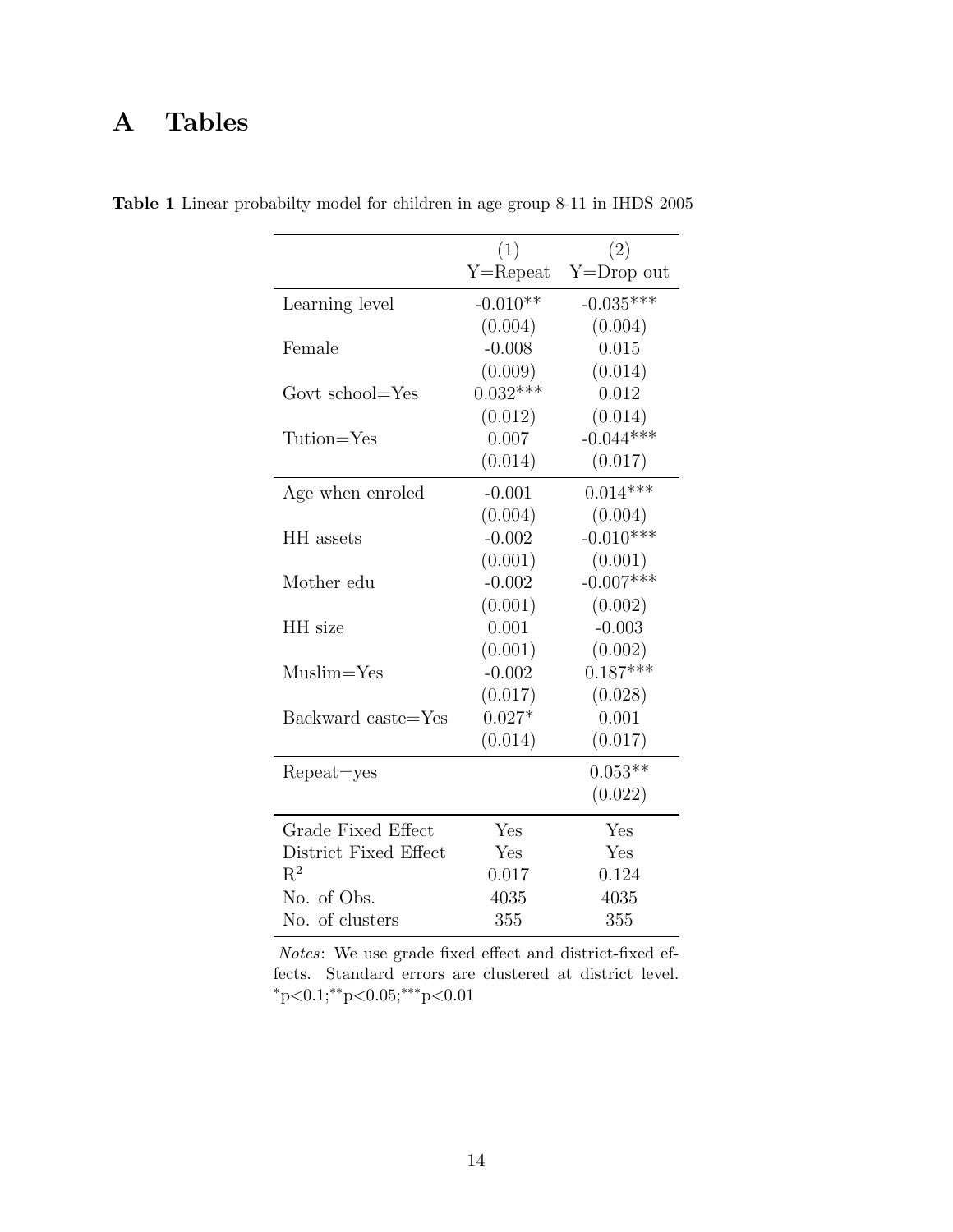# A Tables

**Table 1** Linear probabilty model for children in age group 8-11 in IHDS 2005

| | (1) Y=Repeat | (2) Y=Drop out |
|---|---|---|
| Learning level | -0.010** | -0.035*** |
| | (0.004) | (0.004) |
| Female | -0.008 | 0.015 |
| | (0.009) | (0.014) |
| Govt school=Yes | 0.032*** | 0.012 |
| | (0.012) | (0.014) |
| Tution=Yes | 0.007 | -0.044*** |
| | (0.014) | (0.017) |
| Age when enroled | -0.001 | 0.014*** |
| | (0.004) | (0.004) |
| HH assets | -0.002 | -0.010*** |
| | (0.001) | (0.001) |
| Mother edu | -0.002 | -0.007*** |
| | (0.001) | (0.002) |
| HH size | 0.001 | -0.003 |
| | (0.001) | (0.002) |
| Muslim=Yes | -0.002 | 0.187*** |
| | (0.017) | (0.028) |
| Backward caste=Yes | 0.027* | 0.001 |
| | (0.014) | (0.017) |
| Repeat=yes | | 0.053** |
| | | (0.022) |
| Grade Fixed Effect | Yes | Yes |
| District Fixed Effect | Yes | Yes |
| $R^2$ | 0.017 | 0.124 |
| No. of Obs. | 4035 | 4035 |
| No. of clusters | 355 | 355 |

*Notes*: We use grade fixed effect and district-fixed effects. Standard errors are clustered at district level. *p<0.1;**p<0.05;***p<0.01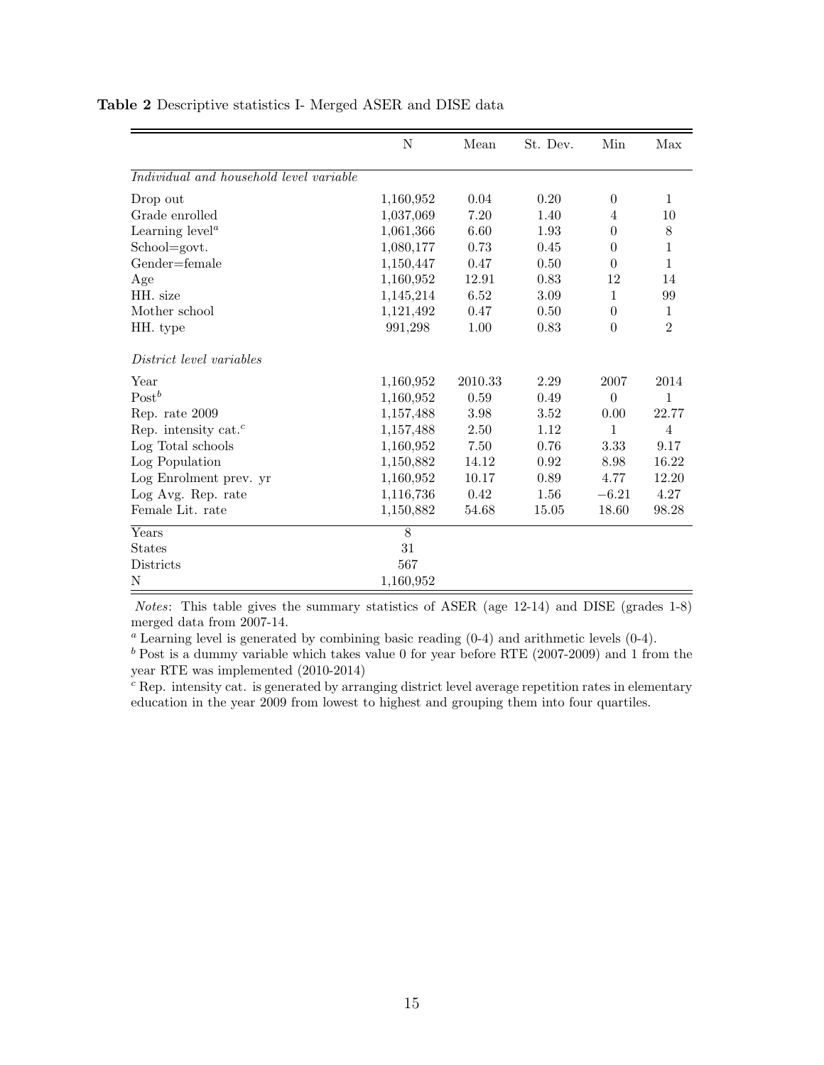**Table 2** Descriptive statistics I- Merged ASER and DISE data

| | N | Mean | St. Dev. | Min | Max |
|---|---|---|---|---|---|
| *Individual and household level variable* | | | | | |
| Drop out | 1,160,952 | 0.04 | 0.20 | 0 | 1 |
| Grade enrolled | 1,037,069 | 7.20 | 1.40 | 4 | 10 |
| Learning level[a] | 1,061,366 | 6.60 | 1.93 | 0 | 8 |
| School=govt. | 1,080,177 | 0.73 | 0.45 | 0 | 1 |
| Gender=female | 1,150,447 | 0.47 | 0.50 | 0 | 1 |
| Age | 1,160,952 | 12.91 | 0.83 | 12 | 14 |
| HH. size | 1,145,214 | 6.52 | 3.09 | 1 | 99 |
| Mother school | 1,121,492 | 0.47 | 0.50 | 0 | 1 |
| HH. type | 991,298 | 1.00 | 0.83 | 0 | 2 |
| *District level variables* | | | | | |
| Year | 1,160,952 | 2010.33 | 2.29 | 2007 | 2014 |
| Post[b] | 1,160,952 | 0.59 | 0.49 | 0 | 1 |
| Rep. rate 2009 | 1,157,488 | 3.98 | 3.52 | 0.00 | 22.77 |
| Rep. intensity cat.[c] | 1,157,488 | 2.50 | 1.12 | 1 | 4 |
| Log Total schools | 1,160,952 | 7.50 | 0.76 | 3.33 | 9.17 |
| Log Population | 1,150,882 | 14.12 | 0.92 | 8.98 | 16.22 |
| Log Enrolment prev. yr | 1,160,952 | 10.17 | 0.89 | 4.77 | 12.20 |
| Log Avg. Rep. rate | 1,116,736 | 0.42 | 1.56 | −6.21 | 4.27 |
| Female Lit. rate | 1,150,882 | 54.68 | 15.05 | 18.60 | 98.28 |
| Years | 8 | | | | |
| States | 31 | | | | |
| Districts | 567 | | | | |
| N | 1,160,952 | | | | |

*Notes*: This table gives the summary statistics of ASER (age 12-14) and DISE (grades 1-8) merged data from 2007-14.

[a] Learning level is generated by combining basic reading (0-4) and arithmetic levels (0-4).

[b] Post is a dummy variable which takes value 0 for year before RTE (2007-2009) and 1 from the year RTE was implemented (2010-2014)

[c] Rep. intensity cat. is generated by arranging district level average repetition rates in elementary education in the year 2009 from lowest to highest and grouping them into four quartiles.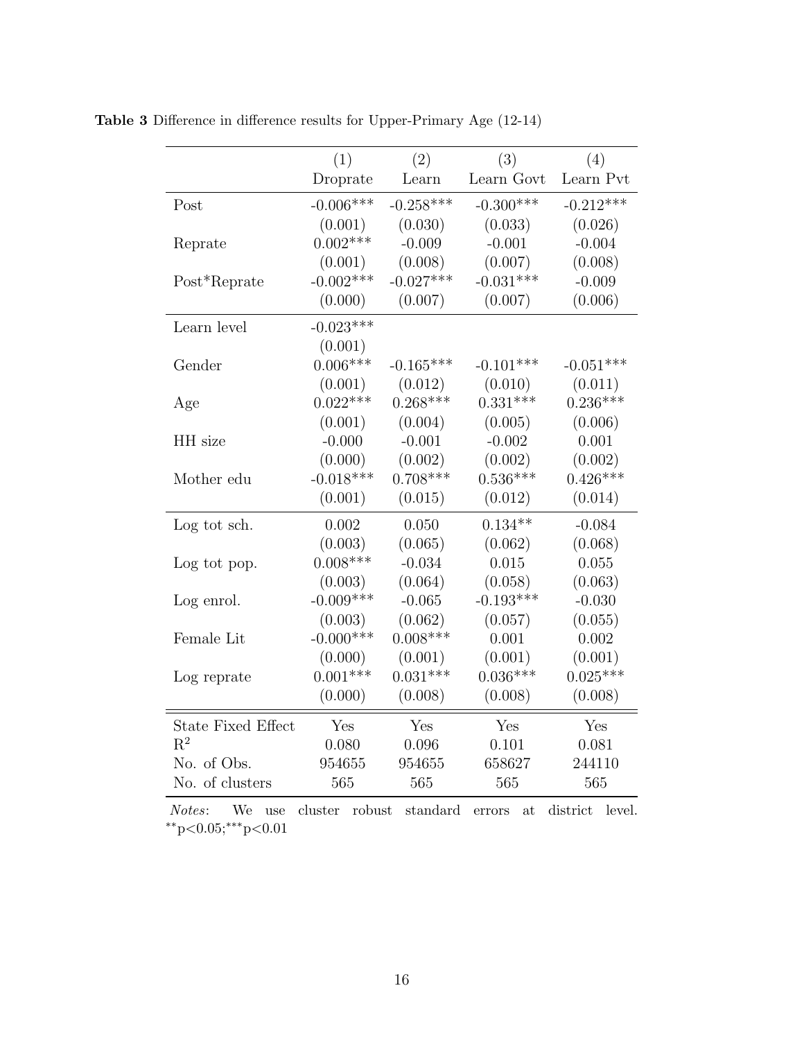**Table 3** Difference in difference results for Upper-Primary Age (12-14)

| | (1) Droprate | (2) Learn | (3) Learn Govt | (4) Learn Pvt |
|---|---|---|---|---|
| Post | -0.006*** | -0.258*** | -0.300*** | -0.212*** |
| | (0.001) | (0.030) | (0.033) | (0.026) |
| Reprate | 0.002*** | -0.009 | -0.001 | -0.004 |
| | (0.001) | (0.008) | (0.007) | (0.008) |
| Post*Reprate | -0.002*** | -0.027*** | -0.031*** | -0.009 |
| | (0.000) | (0.007) | (0.007) | (0.006) |
| Learn level | -0.023*** | | | |
| | (0.001) | | | |
| Gender | 0.006*** | -0.165*** | -0.101*** | -0.051*** |
| | (0.001) | (0.012) | (0.010) | (0.011) |
| Age | 0.022*** | 0.268*** | 0.331*** | 0.236*** |
| | (0.001) | (0.004) | (0.005) | (0.006) |
| HH size | -0.000 | -0.001 | -0.002 | 0.001 |
| | (0.000) | (0.002) | (0.002) | (0.002) |
| Mother edu | -0.018*** | 0.708*** | 0.536*** | 0.426*** |
| | (0.001) | (0.015) | (0.012) | (0.014) |
| Log tot sch. | 0.002 | 0.050 | 0.134** | -0.084 |
| | (0.003) | (0.065) | (0.062) | (0.068) |
| Log tot pop. | 0.008*** | -0.034 | 0.015 | 0.055 |
| | (0.003) | (0.064) | (0.058) | (0.063) |
| Log enrol. | -0.009*** | -0.065 | -0.193*** | -0.030 |
| | (0.003) | (0.062) | (0.057) | (0.055) |
| Female Lit | -0.000*** | 0.008*** | 0.001 | 0.002 |
| | (0.000) | (0.001) | (0.001) | (0.001) |
| Log reprate | 0.001*** | 0.031*** | 0.036*** | 0.025*** |
| | (0.000) | (0.008) | (0.008) | (0.008) |
| State Fixed Effect | Yes | Yes | Yes | Yes |
| $R^2$ | 0.080 | 0.096 | 0.101 | 0.081 |
| No. of Obs. | 954655 | 954655 | 658627 | 244110 |
| No. of clusters | 565 | 565 | 565 | 565 |

*Notes*: We use cluster robust standard errors at district level. $^{**}p<0.05$; $^{***}p<0.01$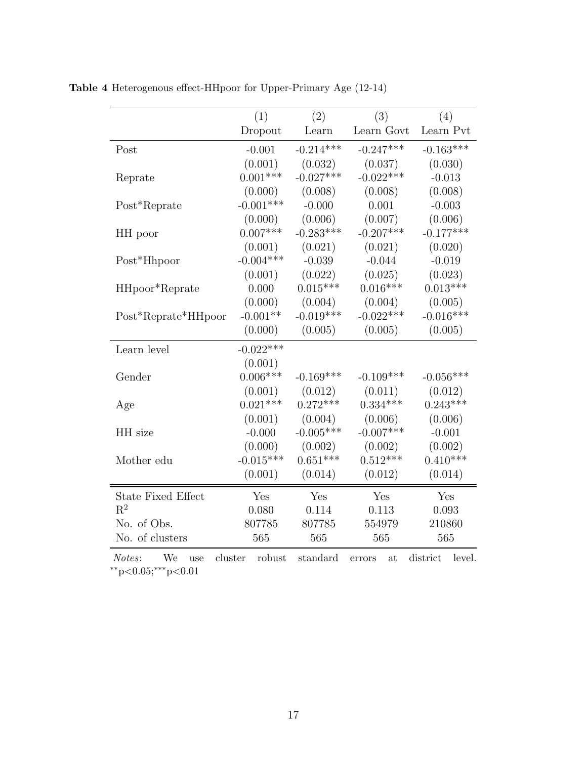**Table 4** Heterogenous effect-HHpoor for Upper-Primary Age (12-14)

| | (1) | (2) | (3) | (4) |
|---|---|---|---|---|
| | Dropout | Learn | Learn Govt | Learn Pvt |
| Post | -0.001 | -0.214*** | -0.247*** | -0.163*** |
| | (0.001) | (0.032) | (0.037) | (0.030) |
| Reprate | 0.001*** | -0.027*** | -0.022*** | -0.013 |
| | (0.000) | (0.008) | (0.008) | (0.008) |
| Post*Reprate | -0.001*** | -0.000 | 0.001 | -0.003 |
| | (0.000) | (0.006) | (0.007) | (0.006) |
| HH poor | 0.007*** | -0.283*** | -0.207*** | -0.177*** |
| | (0.001) | (0.021) | (0.021) | (0.020) |
| Post*Hhpoor | -0.004*** | -0.039 | -0.044 | -0.019 |
| | (0.001) | (0.022) | (0.025) | (0.023) |
| HHpoor*Reprate | 0.000 | 0.015*** | 0.016*** | 0.013*** |
| | (0.000) | (0.004) | (0.004) | (0.005) |
| Post*Reprate*HHpoor | -0.001** | -0.019*** | -0.022*** | -0.016*** |
| | (0.000) | (0.005) | (0.005) | (0.005) |
| Learn level | -0.022*** | | | |
| | (0.001) | | | |
| Gender | 0.006*** | -0.169*** | -0.109*** | -0.056*** |
| | (0.001) | (0.012) | (0.011) | (0.012) |
| Age | 0.021*** | 0.272*** | 0.334*** | 0.243*** |
| | (0.001) | (0.004) | (0.006) | (0.006) |
| HH size | -0.000 | -0.005*** | -0.007*** | -0.001 |
| | (0.000) | (0.002) | (0.002) | (0.002) |
| Mother edu | -0.015*** | 0.651*** | 0.512*** | 0.410*** |
| | (0.001) | (0.014) | (0.012) | (0.014) |
| State Fixed Effect | Yes | Yes | Yes | Yes |
| $R^2$ | 0.080 | 0.114 | 0.113 | 0.093 |
| No. of Obs. | 807785 | 807785 | 554979 | 210860 |
| No. of clusters | 565 | 565 | 565 | 565 |

*Notes*: We use cluster robust standard errors at district level. **p<0.05;***p<0.01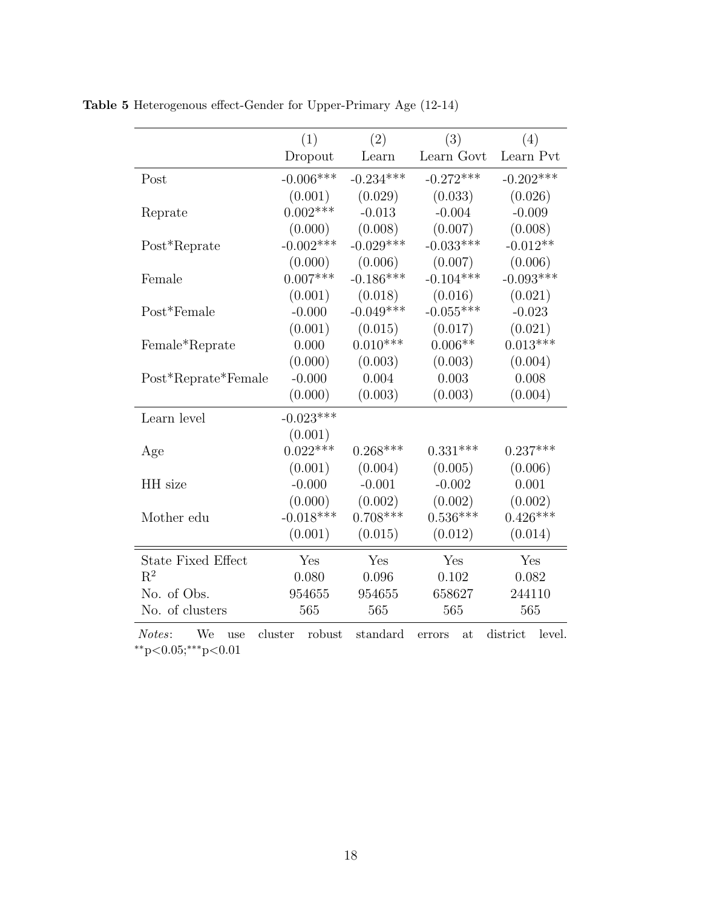**Table 5** Heterogenous effect-Gender for Upper-Primary Age (12-14)

| | (1) | (2) | (3) | (4) |
|---|---|---|---|---|
| | Dropout | Learn | Learn Govt | Learn Pvt |
| Post | -0.006*** | -0.234*** | -0.272*** | -0.202*** |
| | (0.001) | (0.029) | (0.033) | (0.026) |
| Reprate | 0.002*** | -0.013 | -0.004 | -0.009 |
| | (0.000) | (0.008) | (0.007) | (0.008) |
| Post*Reprate | -0.002*** | -0.029*** | -0.033*** | -0.012** |
| | (0.000) | (0.006) | (0.007) | (0.006) |
| Female | 0.007*** | -0.186*** | -0.104*** | -0.093*** |
| | (0.001) | (0.018) | (0.016) | (0.021) |
| Post*Female | -0.000 | -0.049*** | -0.055*** | -0.023 |
| | (0.001) | (0.015) | (0.017) | (0.021) |
| Female*Reprate | 0.000 | 0.010*** | 0.006** | 0.013*** |
| | (0.000) | (0.003) | (0.003) | (0.004) |
| Post*Reprate*Female | -0.000 | 0.004 | 0.003 | 0.008 |
| | (0.000) | (0.003) | (0.003) | (0.004) |
| Learn level | -0.023*** | | | |
| | (0.001) | | | |
| Age | 0.022*** | 0.268*** | 0.331*** | 0.237*** |
| | (0.001) | (0.004) | (0.005) | (0.006) |
| HH size | -0.000 | -0.001 | -0.002 | 0.001 |
| | (0.000) | (0.002) | (0.002) | (0.002) |
| Mother edu | -0.018*** | 0.708*** | 0.536*** | 0.426*** |
| | (0.001) | (0.015) | (0.012) | (0.014) |
| State Fixed Effect | Yes | Yes | Yes | Yes |
| $R^2$ | 0.080 | 0.096 | 0.102 | 0.082 |
| No. of Obs. | 954655 | 954655 | 658627 | 244110 |
| No. of clusters | 565 | 565 | 565 | 565 |

*Notes*: We use cluster robust standard errors at district level. $^{**}p<0.05$; $^{***}p<0.01$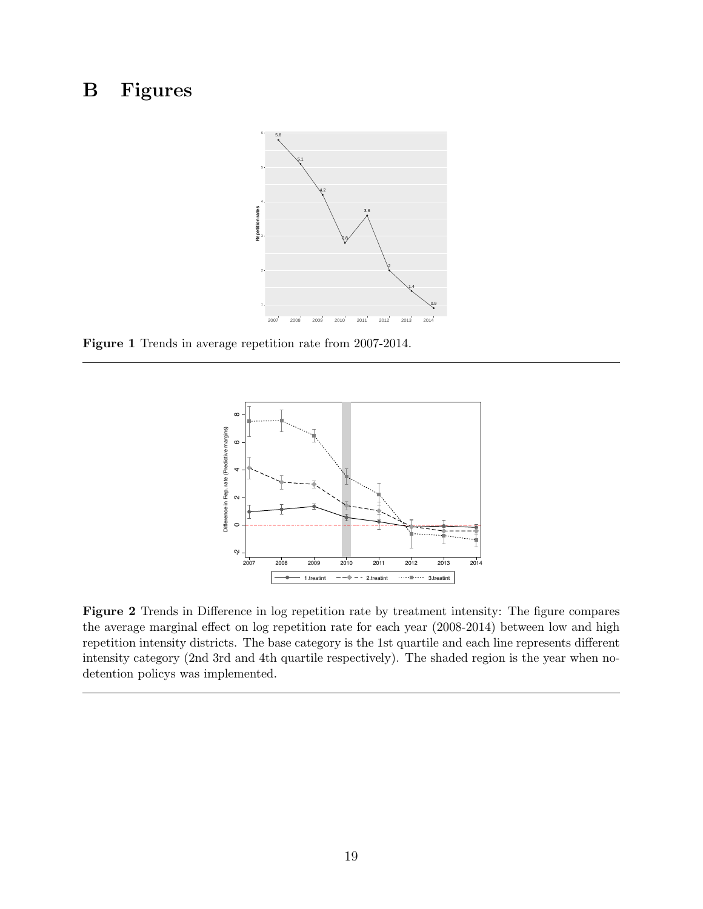# B Figures

**Figure 1** Trends in average repetition rate from 2007-2014.

---

**Figure 2** Trends in Difference in log repetition rate by treatment intensity: The figure compares the average marginal effect on log repetition rate for each year (2008-2014) between low and high repetition intensity districts. The base category is the 1st quartile and each line represents different intensity category (2nd 3rd and 4th quartile respectively). The shaded region is the year when no-detention policys was implemented.

---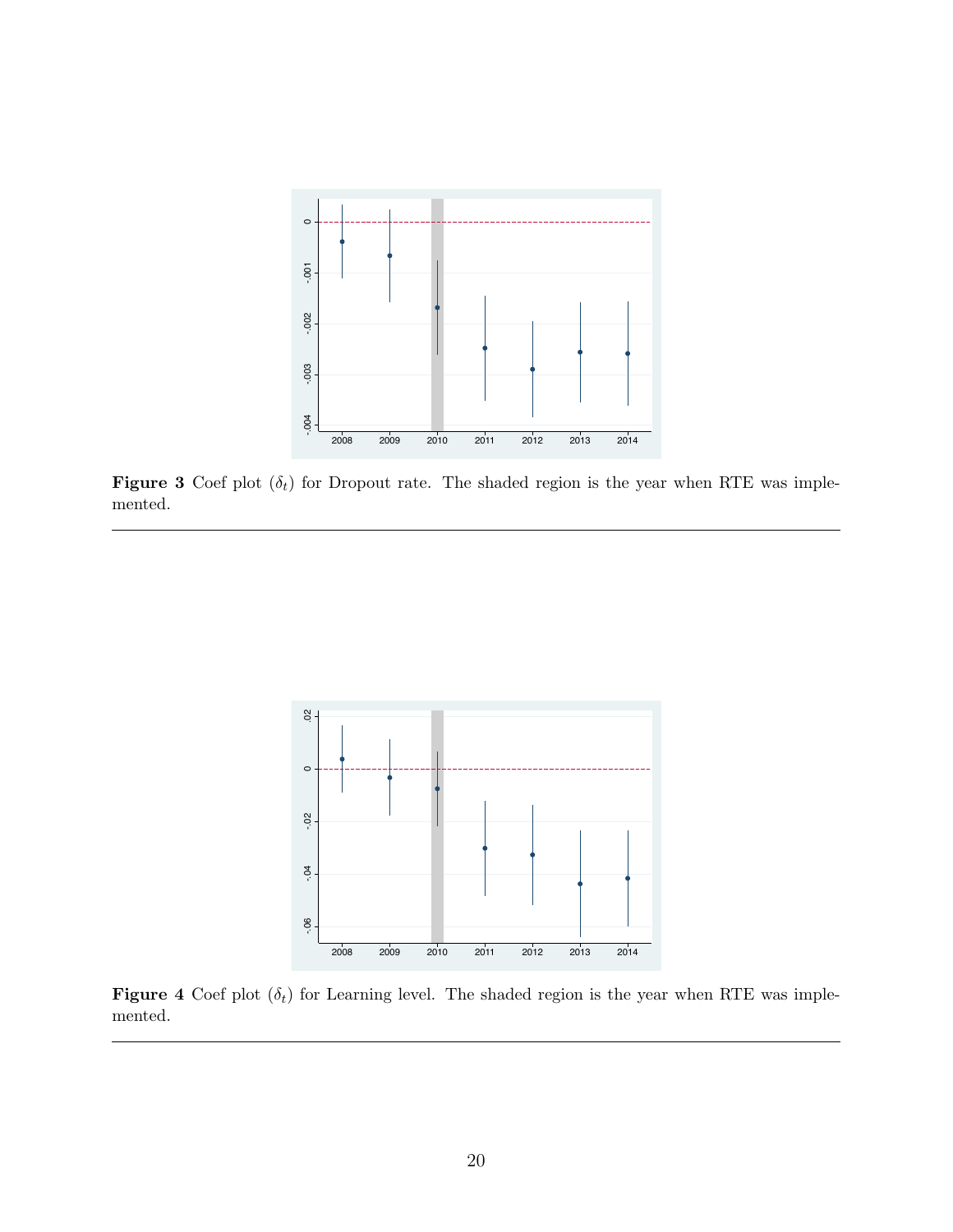0
-.001
-.002
-.003
-.004

2008 2009 2010 2011 2012 2013 2014

**Figure 3** Coef plot ($\delta_t$) for Dropout rate. The shaded region is the year when RTE was implemented.

.02
0
-.02
-.04
-.06

2008 2009 2010 2011 2012 2013 2014

**Figure 4** Coef plot ($\delta_t$) for Learning level. The shaded region is the year when RTE was implemented.